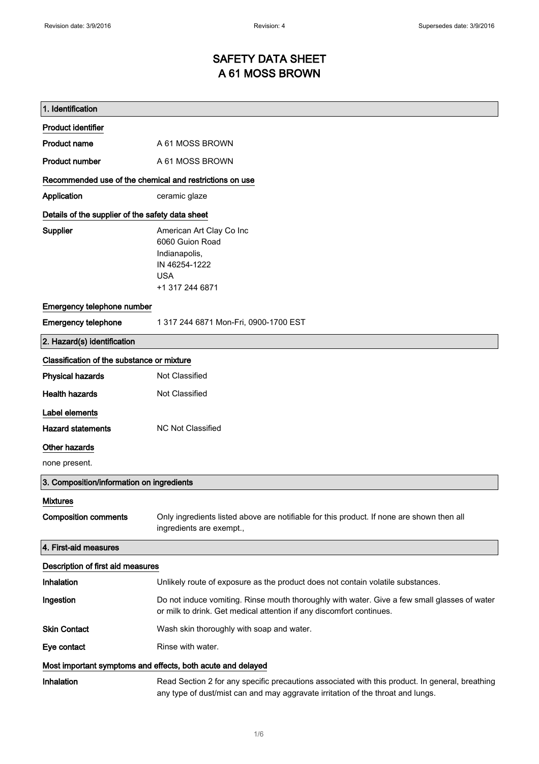# SAFETY DATA SHEET
# A 61 MOSS BROWN

## 1. Identification

### Product identifier

| | |
|---|---|
| **Product name** | A 61 MOSS BROWN |
| **Product number** | A 61 MOSS BROWN |

### Recommended use of the chemical and restrictions on use

| | |
|---|---|
| **Application** | ceramic glaze |

### Details of the supplier of the safety data sheet

**Supplier**

American Art Clay Co Inc
6060 Guion Road
Indianapolis,
IN 46254-1222
USA
+1 317 244 6871

### Emergency telephone number

| | |
|---|---|
| **Emergency telephone** | 1 317 244 6871 Mon-Fri, 0900-1700 EST |

## 2. Hazard(s) identification

### Classification of the substance or mixture

| | |
|---|---|
| **Physical hazards** | Not Classified |
| **Health hazards** | Not Classified |

### Label elements

| | |
|---|---|
| **Hazard statements** | NC Not Classified |

### Other hazards

none present.

## 3. Composition/information on ingredients

### Mixtures

| | |
|---|---|
| **Composition comments** | Only ingredients listed above are notifiable for this product. If none are shown then all ingredients are exempt., |

## 4. First-aid measures

### Description of first aid measures

| | |
|---|---|
| **Inhalation** | Unlikely route of exposure as the product does not contain volatile substances. |
| **Ingestion** | Do not induce vomiting. Rinse mouth thoroughly with water. Give a few small glasses of water or milk to drink. Get medical attention if any discomfort continues. |
| **Skin Contact** | Wash skin thoroughly with soap and water. |
| **Eye contact** | Rinse with water. |

### Most important symptoms and effects, both acute and delayed

| | |
|---|---|
| **Inhalation** | Read Section 2 for any specific precautions associated with this product. In general, breathing any type of dust/mist can and may aggravate irritation of the throat and lungs. |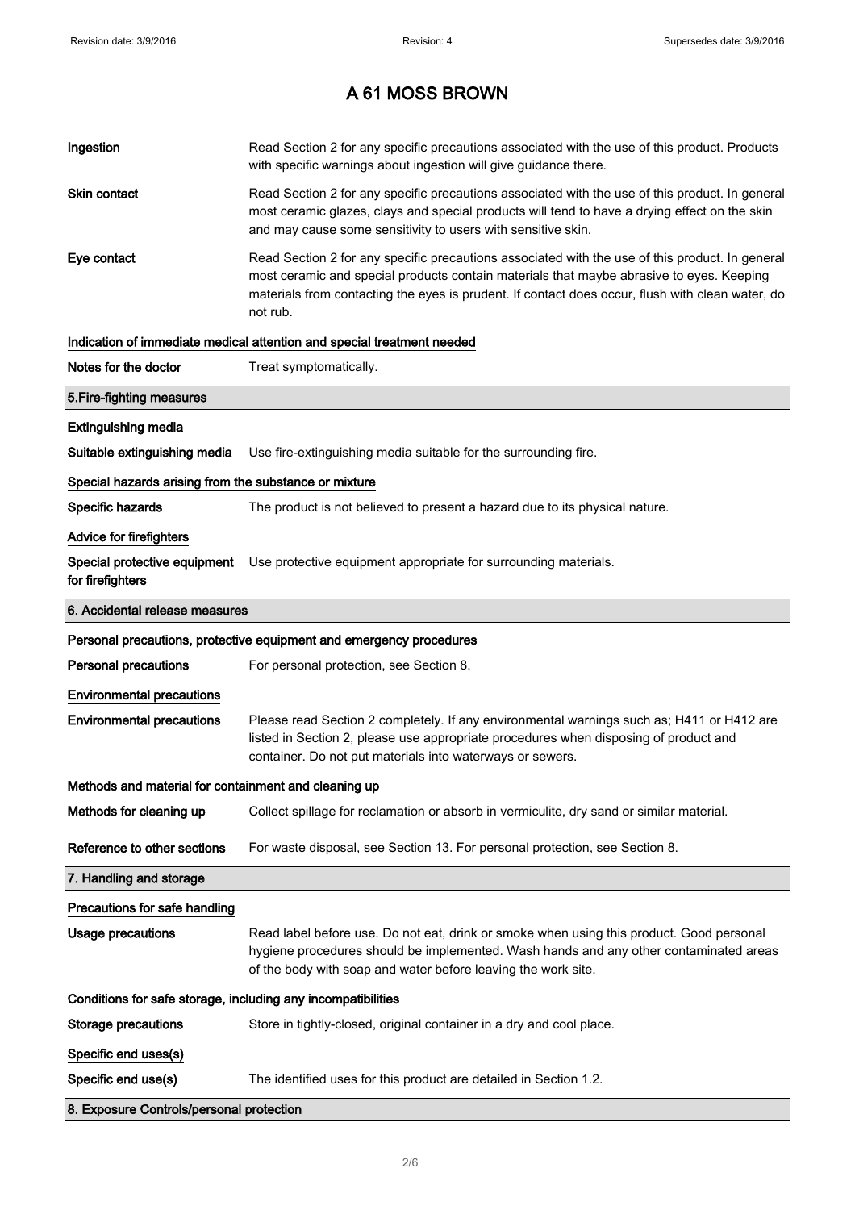# A 61 MOSS BROWN

**Ingestion** Read Section 2 for any specific precautions associated with the use of this product. Products with specific warnings about ingestion will give guidance there.

**Skin contact** Read Section 2 for any specific precautions associated with the use of this product. In general most ceramic glazes, clays and special products will tend to have a drying effect on the skin and may cause some sensitivity to users with sensitive skin.

**Eye contact** Read Section 2 for any specific precautions associated with the use of this product. In general most ceramic and special products contain materials that maybe abrasive to eyes. Keeping materials from contacting the eyes is prudent. If contact does occur, flush with clean water, do not rub.

**Indication of immediate medical attention and special treatment needed**

**Notes for the doctor** Treat symptomatically.

## 5.Fire-fighting measures

**Extinguishing media**

**Suitable extinguishing media** Use fire-extinguishing media suitable for the surrounding fire.

**Special hazards arising from the substance or mixture**

**Specific hazards** The product is not believed to present a hazard due to its physical nature.

**Advice for firefighters**

**Special protective equipment for firefighters** Use protective equipment appropriate for surrounding materials.

## 6. Accidental release measures

**Personal precautions, protective equipment and emergency procedures**

**Personal precautions** For personal protection, see Section 8.

**Environmental precautions**

**Environmental precautions** Please read Section 2 completely. If any environmental warnings such as; H411 or H412 are listed in Section 2, please use appropriate procedures when disposing of product and container. Do not put materials into waterways or sewers.

**Methods and material for containment and cleaning up**

**Methods for cleaning up** Collect spillage for reclamation or absorb in vermiculite, dry sand or similar material.

**Reference to other sections** For waste disposal, see Section 13. For personal protection, see Section 8.

## 7. Handling and storage

**Precautions for safe handling**

**Usage precautions** Read label before use. Do not eat, drink or smoke when using this product. Good personal hygiene procedures should be implemented. Wash hands and any other contaminated areas of the body with soap and water before leaving the work site.

**Conditions for safe storage, including any incompatibilities**

**Storage precautions** Store in tightly-closed, original container in a dry and cool place.

**Specific end uses(s)**

**Specific end use(s)** The identified uses for this product are detailed in Section 1.2.

## 8. Exposure Controls/personal protection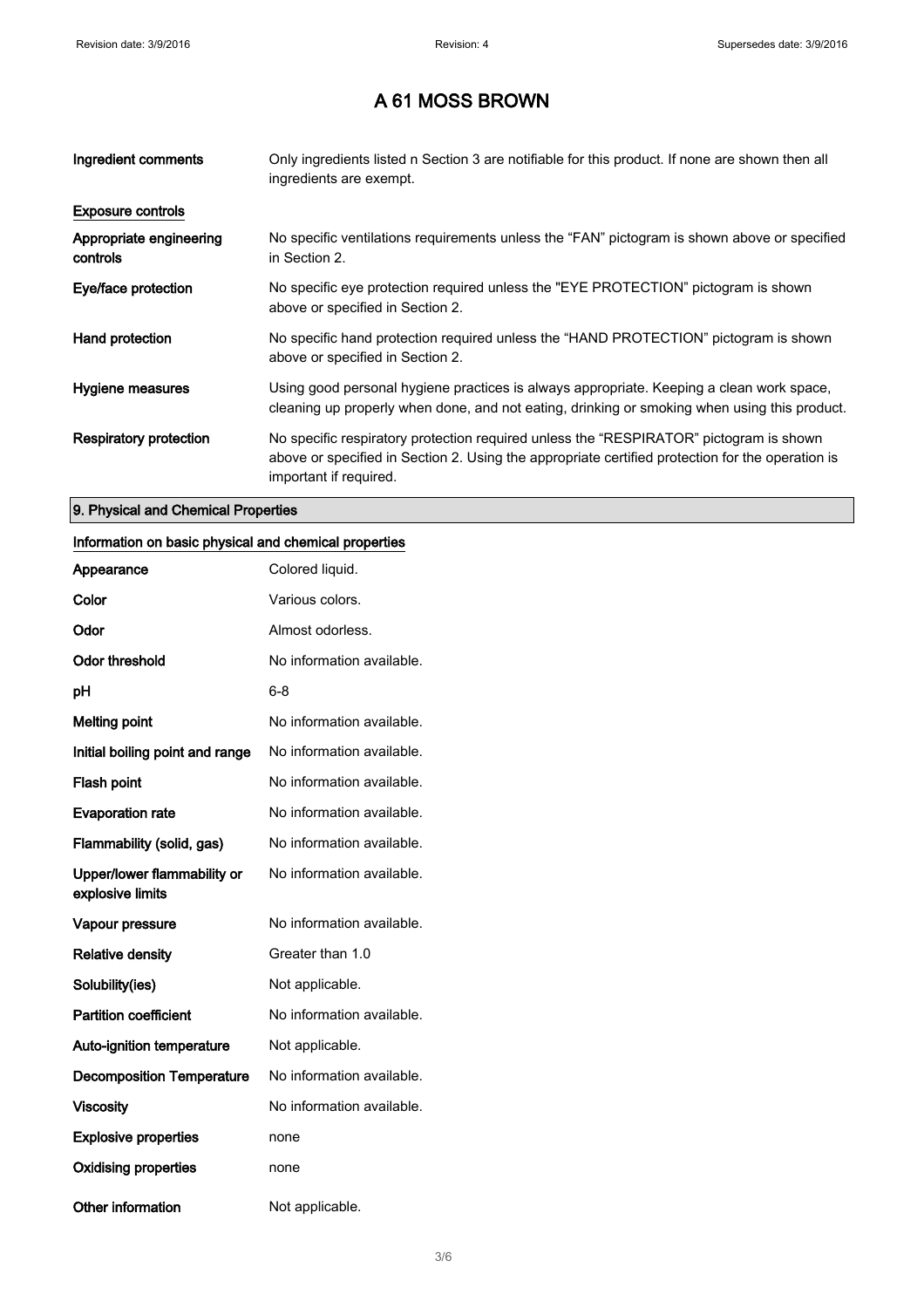# A 61 MOSS BROWN

| | |
|---|---|
| **Ingredient comments** | Only ingredients listed n Section 3 are notifiable for this product. If none are shown then all ingredients are exempt. |

**Exposure controls**

| | |
|---|---|
| **Appropriate engineering controls** | No specific ventilations requirements unless the “FAN” pictogram is shown above or specified in Section 2. |
| **Eye/face protection** | No specific eye protection required unless the "EYE PROTECTION" pictogram is shown above or specified in Section 2. |
| **Hand protection** | No specific hand protection required unless the “HAND PROTECTION” pictogram is shown above or specified in Section 2. |
| **Hygiene measures** | Using good personal hygiene practices is always appropriate. Keeping a clean work space, cleaning up properly when done, and not eating, drinking or smoking when using this product. |
| **Respiratory protection** | No specific respiratory protection required unless the “RESPIRATOR” pictogram is shown above or specified in Section 2. Using the appropriate certified protection for the operation is important if required. |

## 9. Physical and Chemical Properties

**Information on basic physical and chemical properties**

| | |
|---|---|
| **Appearance** | Colored liquid. |
| **Color** | Various colors. |
| **Odor** | Almost odorless. |
| **Odor threshold** | No information available. |
| **pH** | 6-8 |
| **Melting point** | No information available. |
| **Initial boiling point and range** | No information available. |
| **Flash point** | No information available. |
| **Evaporation rate** | No information available. |
| **Flammability (solid, gas)** | No information available. |
| **Upper/lower flammability or explosive limits** | No information available. |
| **Vapour pressure** | No information available. |
| **Relative density** | Greater than 1.0 |
| **Solubility(ies)** | Not applicable. |
| **Partition coefficient** | No information available. |
| **Auto-ignition temperature** | Not applicable. |
| **Decomposition Temperature** | No information available. |
| **Viscosity** | No information available. |
| **Explosive properties** | none |
| **Oxidising properties** | none |
| **Other information** | Not applicable. |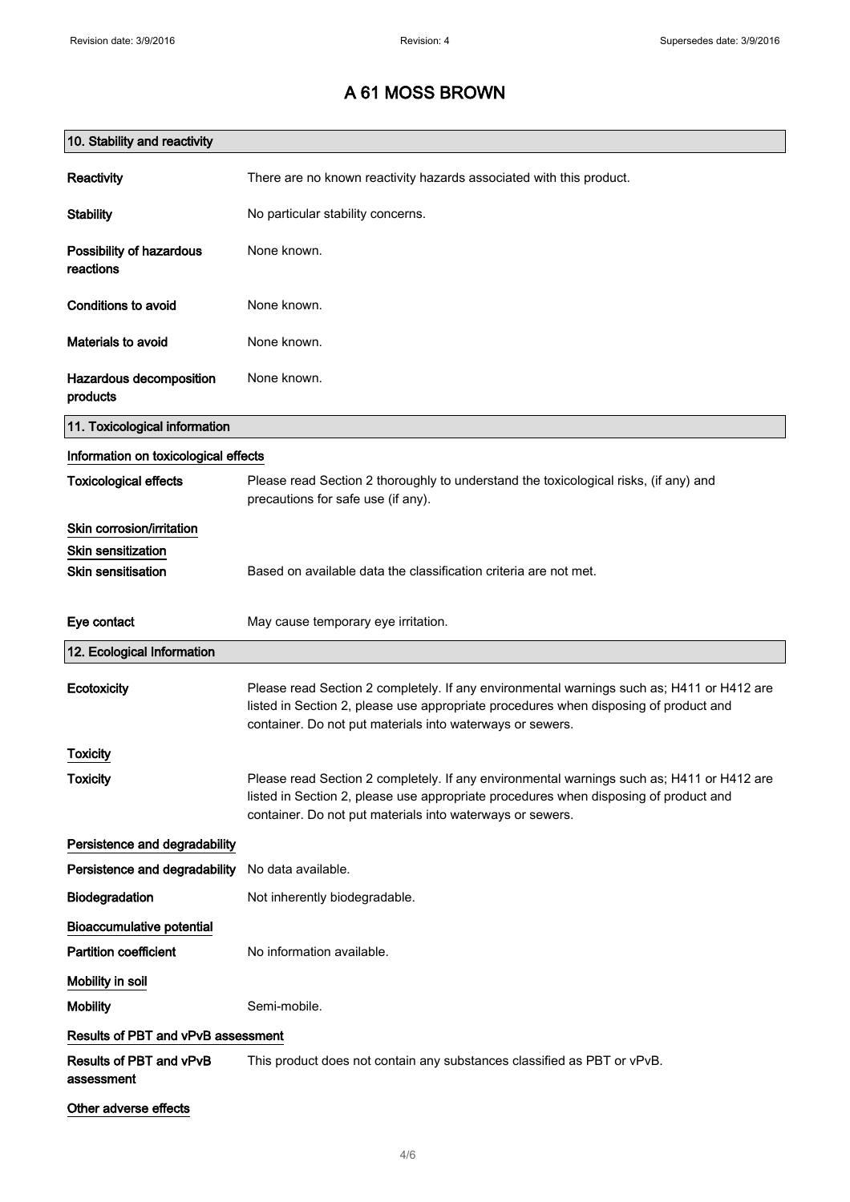# A 61 MOSS BROWN

## 10. Stability and reactivity

| | |
|---|---|
| **Reactivity** | There are no known reactivity hazards associated with this product. |
| **Stability** | No particular stability concerns. |
| **Possibility of hazardous reactions** | None known. |
| **Conditions to avoid** | None known. |
| **Materials to avoid** | None known. |
| **Hazardous decomposition products** | None known. |

## 11. Toxicological information

**Information on toxicological effects**

| | |
|---|---|
| **Toxicological effects** | Please read Section 2 thoroughly to understand the toxicological risks, (if any) and precautions for safe use (if any). |

**Skin corrosion/irritation**

**Skin sensitization**

| | |
|---|---|
| **Skin sensitisation** | Based on available data the classification criteria are not met. |
| **Eye contact** | May cause temporary eye irritation. |

## 12. Ecological Information

| | |
|---|---|
| **Ecotoxicity** | Please read Section 2 completely. If any environmental warnings such as; H411 or H412 are listed in Section 2, please use appropriate procedures when disposing of product and container. Do not put materials into waterways or sewers. |

**Toxicity**

| | |
|---|---|
| **Toxicity** | Please read Section 2 completely. If any environmental warnings such as; H411 or H412 are listed in Section 2, please use appropriate procedures when disposing of product and container. Do not put materials into waterways or sewers. |

**Persistence and degradability**

| | |
|---|---|
| **Persistence and degradability** | No data available. |
| **Biodegradation** | Not inherently biodegradable. |

**Bioaccumulative potential**

| | |
|---|---|
| **Partition coefficient** | No information available. |

**Mobility in soil**

| | |
|---|---|
| **Mobility** | Semi-mobile. |

**Results of PBT and vPvB assessment**

| | |
|---|---|
| **Results of PBT and vPvB assessment** | This product does not contain any substances classified as PBT or vPvB. |

**Other adverse effects**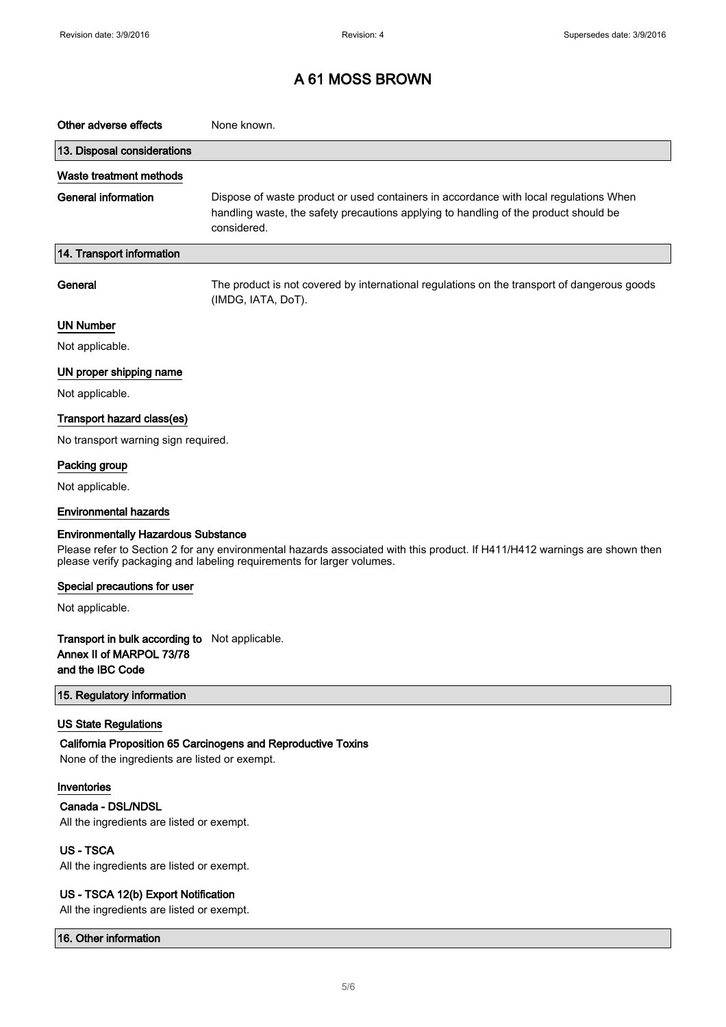# A 61 MOSS BROWN

**Other adverse effects** None known.

## 13. Disposal considerations

### Waste treatment methods

**General information** Dispose of waste product or used containers in accordance with local regulations When handling waste, the safety precautions applying to handling of the product should be considered.

## 14. Transport information

**General** The product is not covered by international regulations on the transport of dangerous goods (IMDG, IATA, DoT).

### UN Number

Not applicable.

### UN proper shipping name

Not applicable.

### Transport hazard class(es)

No transport warning sign required.

### Packing group

Not applicable.

### Environmental hazards

**Environmentally Hazardous Substance**

Please refer to Section 2 for any environmental hazards associated with this product. If H411/H412 warnings are shown then please verify packaging and labeling requirements for larger volumes.

### Special precautions for user

Not applicable.

**Transport in bulk according to Annex II of MARPOL 73/78 and the IBC Code** Not applicable.

## 15. Regulatory information

### US State Regulations

**California Proposition 65 Carcinogens and Reproductive Toxins**

None of the ingredients are listed or exempt.

### Inventories

**Canada - DSL/NDSL**

All the ingredients are listed or exempt.

**US - TSCA**

All the ingredients are listed or exempt.

**US - TSCA 12(b) Export Notification**

All the ingredients are listed or exempt.

## 16. Other information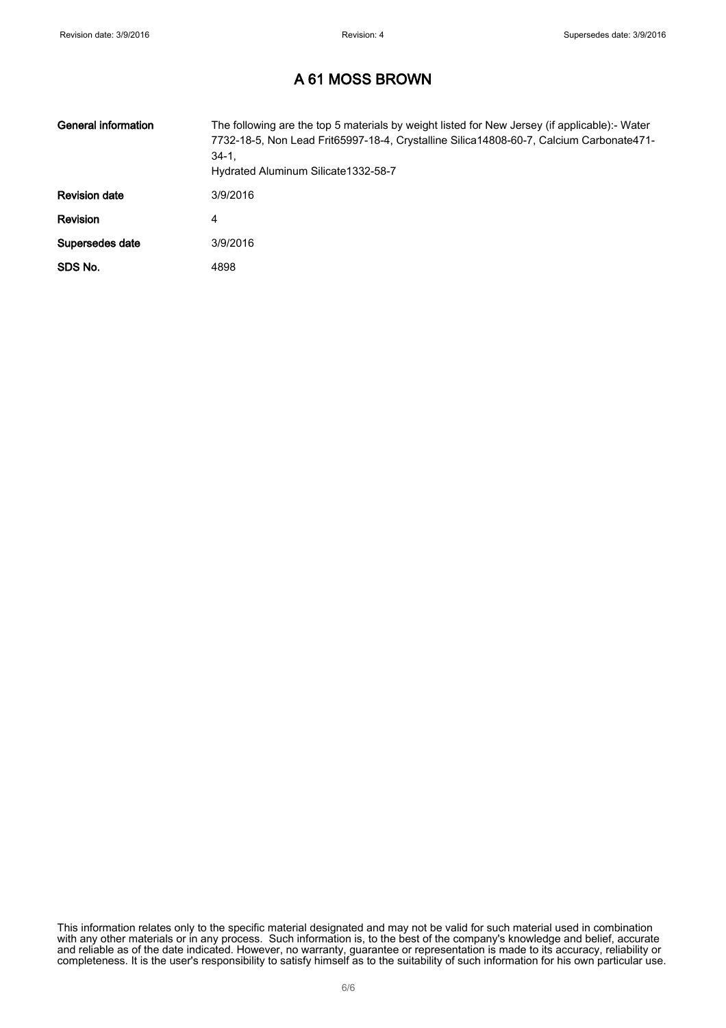# A 61 MOSS BROWN

| | |
|---|---|
| **General information** | The following are the top 5 materials by weight listed for New Jersey (if applicable):- Water 7732-18-5, Non Lead Frit65997-18-4, Crystalline Silica14808-60-7, Calcium Carbonate471-34-1, Hydrated Aluminum Silicate1332-58-7 |
| **Revision date** | 3/9/2016 |
| **Revision** | 4 |
| **Supersedes date** | 3/9/2016 |
| **SDS No.** | 4898 |

This information relates only to the specific material designated and may not be valid for such material used in combination with any other materials or in any process. Such information is, to the best of the company's knowledge and belief, accurate and reliable as of the date indicated. However, no warranty, guarantee or representation is made to its accuracy, reliability or completeness. It is the user's responsibility to satisfy himself as to the suitability of such information for his own particular use.